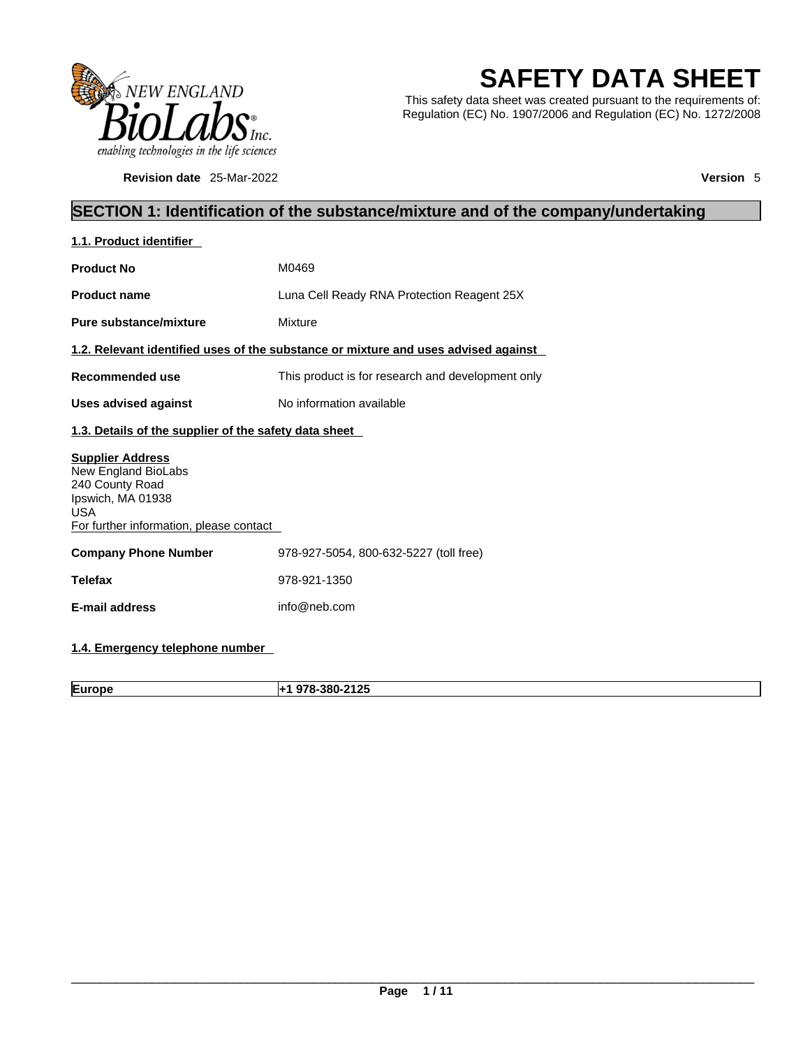# SAFETY DATA SHEET

This safety data sheet was created pursuant to the requirements of: Regulation (EC) No. 1907/2006 and Regulation (EC) No. 1272/2008

**Revision date** 25-Mar-2022 **Version** 5

## SECTION 1: Identification of the substance/mixture and of the company/undertaking

### 1.1. Product identifier

| | |
|---|---|
| **Product No** | M0469 |
| **Product name** | Luna Cell Ready RNA Protection Reagent 25X |
| **Pure substance/mixture** | Mixture |

### 1.2. Relevant identified uses of the substance or mixture and uses advised against

| | |
|---|---|
| **Recommended use** | This product is for research and development only |
| **Uses advised against** | No information available |

### 1.3. Details of the supplier of the safety data sheet

**Supplier Address**
New England BioLabs
240 County Road
Ipswich, MA 01938
USA
For further information, please contact

| | |
|---|---|
| **Company Phone Number** | 978-927-5054, 800-632-5227 (toll free) |
| **Telefax** | 978-921-1350 |
| **E-mail address** | info@neb.com |

### 1.4. Emergency telephone number

| | |
|---|---|
| **Europe** | **+1 978-380-2125** |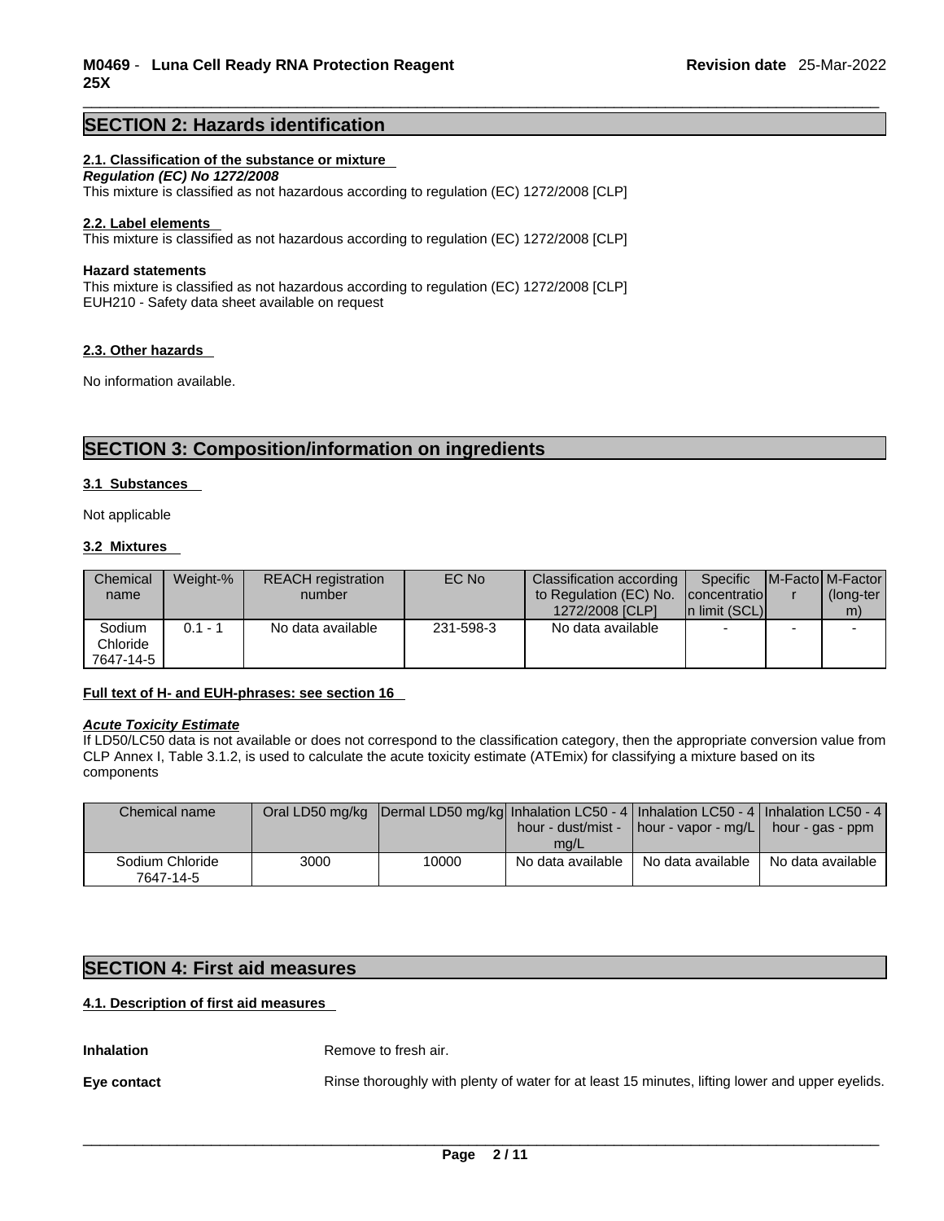## SECTION 2: Hazards identification

### 2.1. Classification of the substance or mixture

***Regulation (EC) No 1272/2008***

This mixture is classified as not hazardous according to regulation (EC) 1272/2008 [CLP]

### 2.2. Label elements

This mixture is classified as not hazardous according to regulation (EC) 1272/2008 [CLP]

**Hazard statements**

This mixture is classified as not hazardous according to regulation (EC) 1272/2008 [CLP]
EUH210 - Safety data sheet available on request

### 2.3. Other hazards

No information available.

## SECTION 3: Composition/information on ingredients

### 3.1 Substances

Not applicable

### 3.2 Mixtures

| Chemical name | Weight-% | REACH registration number | EC No | Classification according to Regulation (EC) No. 1272/2008 [CLP] | Specific concentration limit (SCL) | M-Factor | M-Factor (long-term) |
|---|---|---|---|---|---|---|---|
| Sodium Chloride 7647-14-5 | 0.1 - 1 | No data available | 231-598-3 | No data available | - | - | - |

**Full text of H- and EUH-phrases: see section 16**

***Acute Toxicity Estimate***

If LD50/LC50 data is not available or does not correspond to the classification category, then the appropriate conversion value from CLP Annex I, Table 3.1.2, is used to calculate the acute toxicity estimate (ATEmix) for classifying a mixture based on its components

| Chemical name | Oral LD50 mg/kg | Dermal LD50 mg/kg | Inhalation LC50 - 4 hour - dust/mist - mg/L | Inhalation LC50 - 4 hour - vapor - mg/L | Inhalation LC50 - 4 hour - gas - ppm |
|---|---|---|---|---|---|
| Sodium Chloride 7647-14-5 | 3000 | 10000 | No data available | No data available | No data available |

## SECTION 4: First aid measures

### 4.1. Description of first aid measures

**Inhalation** Remove to fresh air.

**Eye contact** Rinse thoroughly with plenty of water for at least 15 minutes, lifting lower and upper eyelids.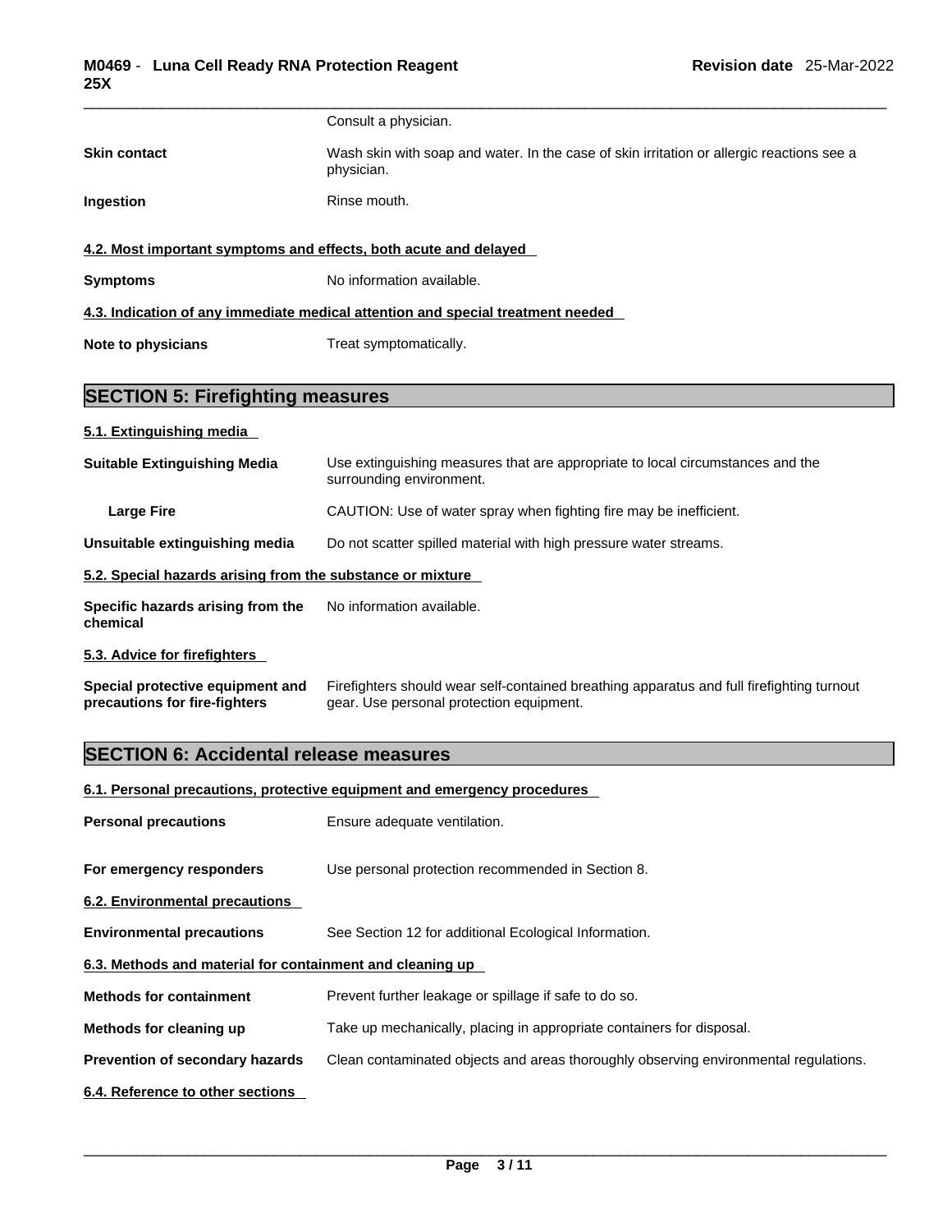| | |
|---|---|
| | Consult a physician. |
| **Skin contact** | Wash skin with soap and water. In the case of skin irritation or allergic reactions see a physician. |
| **Ingestion** | Rinse mouth. |

### 4.2. Most important symptoms and effects, both acute and delayed

| | |
|---|---|
| **Symptoms** | No information available. |

### 4.3. Indication of any immediate medical attention and special treatment needed

| | |
|---|---|
| **Note to physicians** | Treat symptomatically. |

## SECTION 5: Firefighting measures

### 5.1. Extinguishing media

| | |
|---|---|
| **Suitable Extinguishing Media** | Use extinguishing measures that are appropriate to local circumstances and the surrounding environment. |
| **Large Fire** | CAUTION: Use of water spray when fighting fire may be inefficient. |
| **Unsuitable extinguishing media** | Do not scatter spilled material with high pressure water streams. |

### 5.2. Special hazards arising from the substance or mixture

| | |
|---|---|
| **Specific hazards arising from the chemical** | No information available. |

### 5.3. Advice for firefighters

| | |
|---|---|
| **Special protective equipment and precautions for fire-fighters** | Firefighters should wear self-contained breathing apparatus and full firefighting turnout gear. Use personal protection equipment. |

## SECTION 6: Accidental release measures

### 6.1. Personal precautions, protective equipment and emergency procedures

| | |
|---|---|
| **Personal precautions** | Ensure adequate ventilation. |
| **For emergency responders** | Use personal protection recommended in Section 8. |

### 6.2. Environmental precautions

| | |
|---|---|
| **Environmental precautions** | See Section 12 for additional Ecological Information. |

### 6.3. Methods and material for containment and cleaning up

| | |
|---|---|
| **Methods for containment** | Prevent further leakage or spillage if safe to do so. |
| **Methods for cleaning up** | Take up mechanically, placing in appropriate containers for disposal. |
| **Prevention of secondary hazards** | Clean contaminated objects and areas thoroughly observing environmental regulations. |

### 6.4. Reference to other sections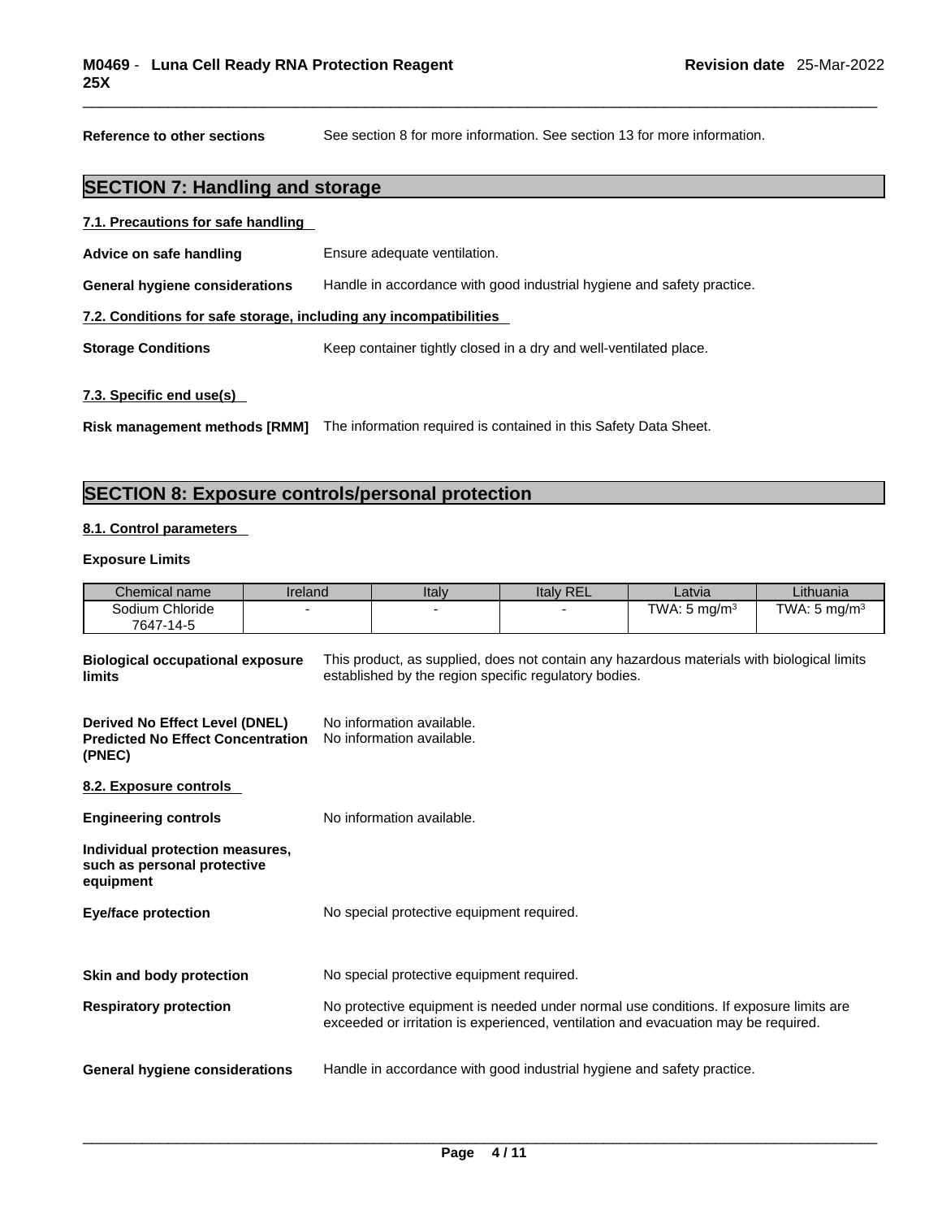**Reference to other sections** See section 8 for more information. See section 13 for more information.

## SECTION 7: Handling and storage

### 7.1. Precautions for safe handling

**Advice on safe handling** Ensure adequate ventilation.

**General hygiene considerations** Handle in accordance with good industrial hygiene and safety practice.

### 7.2. Conditions for safe storage, including any incompatibilities

**Storage Conditions** Keep container tightly closed in a dry and well-ventilated place.

### 7.3. Specific end use(s)

**Risk management methods [RMM]** The information required is contained in this Safety Data Sheet.

## SECTION 8: Exposure controls/personal protection

### 8.1. Control parameters

**Exposure Limits**

| Chemical name | Ireland | Italy | Italy REL | Latvia | Lithuania |
|---|---|---|---|---|---|
| Sodium Chloride 7647-14-5 | - | - | - | TWA: 5 mg/m³ | TWA: 5 mg/m³ |

**Biological occupational exposure limits** This product, as supplied, does not contain any hazardous materials with biological limits established by the region specific regulatory bodies.

**Derived No Effect Level (DNEL)** No information available.
**Predicted No Effect Concentration (PNEC)** No information available.

### 8.2. Exposure controls

**Engineering controls** No information available.

**Individual protection measures, such as personal protective equipment**

**Eye/face protection** No special protective equipment required.

**Skin and body protection** No special protective equipment required.

**Respiratory protection** No protective equipment is needed under normal use conditions. If exposure limits are exceeded or irritation is experienced, ventilation and evacuation may be required.

**General hygiene considerations** Handle in accordance with good industrial hygiene and safety practice.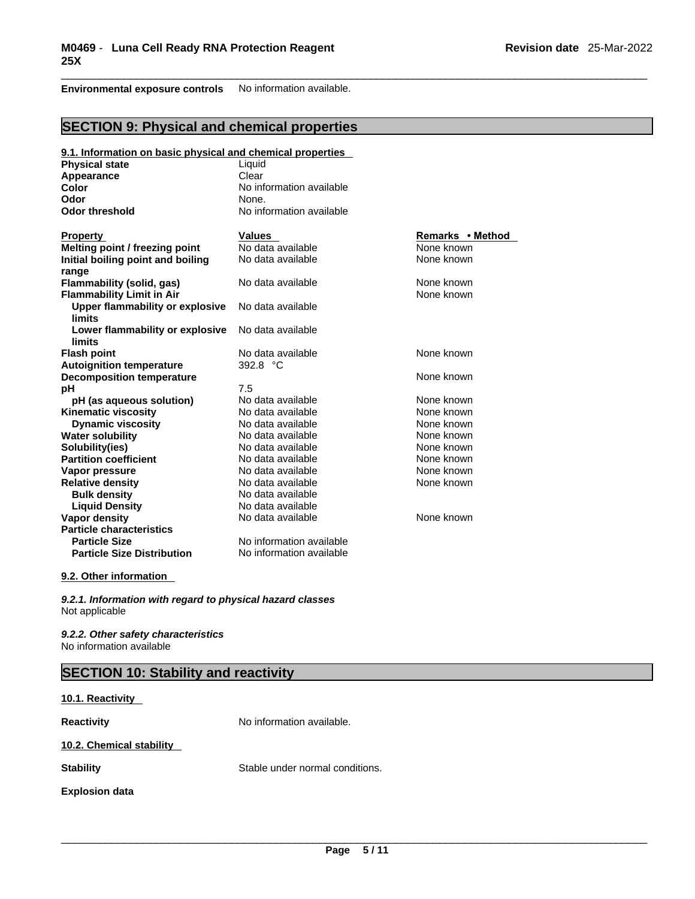**Environmental exposure controls** No information available.

## SECTION 9: Physical and chemical properties

**9.1. Information on basic physical and chemical properties**

| | |
|---|---|
| **Physical state** | Liquid |
| **Appearance** | Clear |
| **Color** | No information available |
| **Odor** | None. |
| **Odor threshold** | No information available |

| Property | Values | Remarks • Method |
|---|---|---|
| **Melting point / freezing point** | No data available | None known |
| **Initial boiling point and boiling range** | No data available | None known |
| **Flammability (solid, gas)** | No data available | None known |
| **Flammability Limit in Air** | | None known |
| **Upper flammability or explosive limits** | No data available | |
| **Lower flammability or explosive limits** | No data available | |
| **Flash point** | No data available | None known |
| **Autoignition temperature** | 392.8 °C | |
| **Decomposition temperature** | | None known |
| **pH** | 7.5 | |
| **pH (as aqueous solution)** | No data available | None known |
| **Kinematic viscosity** | No data available | None known |
| **Dynamic viscosity** | No data available | None known |
| **Water solubility** | No data available | None known |
| **Solubility(ies)** | No data available | None known |
| **Partition coefficient** | No data available | None known |
| **Vapor pressure** | No data available | None known |
| **Relative density** | No data available | None known |
| **Bulk density** | No data available | |
| **Liquid Density** | No data available | |
| **Vapor density** | No data available | None known |
| **Particle characteristics** | | |
| **Particle Size** | No information available | |
| **Particle Size Distribution** | No information available | |

**9.2. Other information**

***9.2.1. Information with regard to physical hazard classes***
Not applicable

***9.2.2. Other safety characteristics***
No information available

## SECTION 10: Stability and reactivity

**10.1. Reactivity**

**Reactivity** No information available.

**10.2. Chemical stability**

**Stability** Stable under normal conditions.

**Explosion data**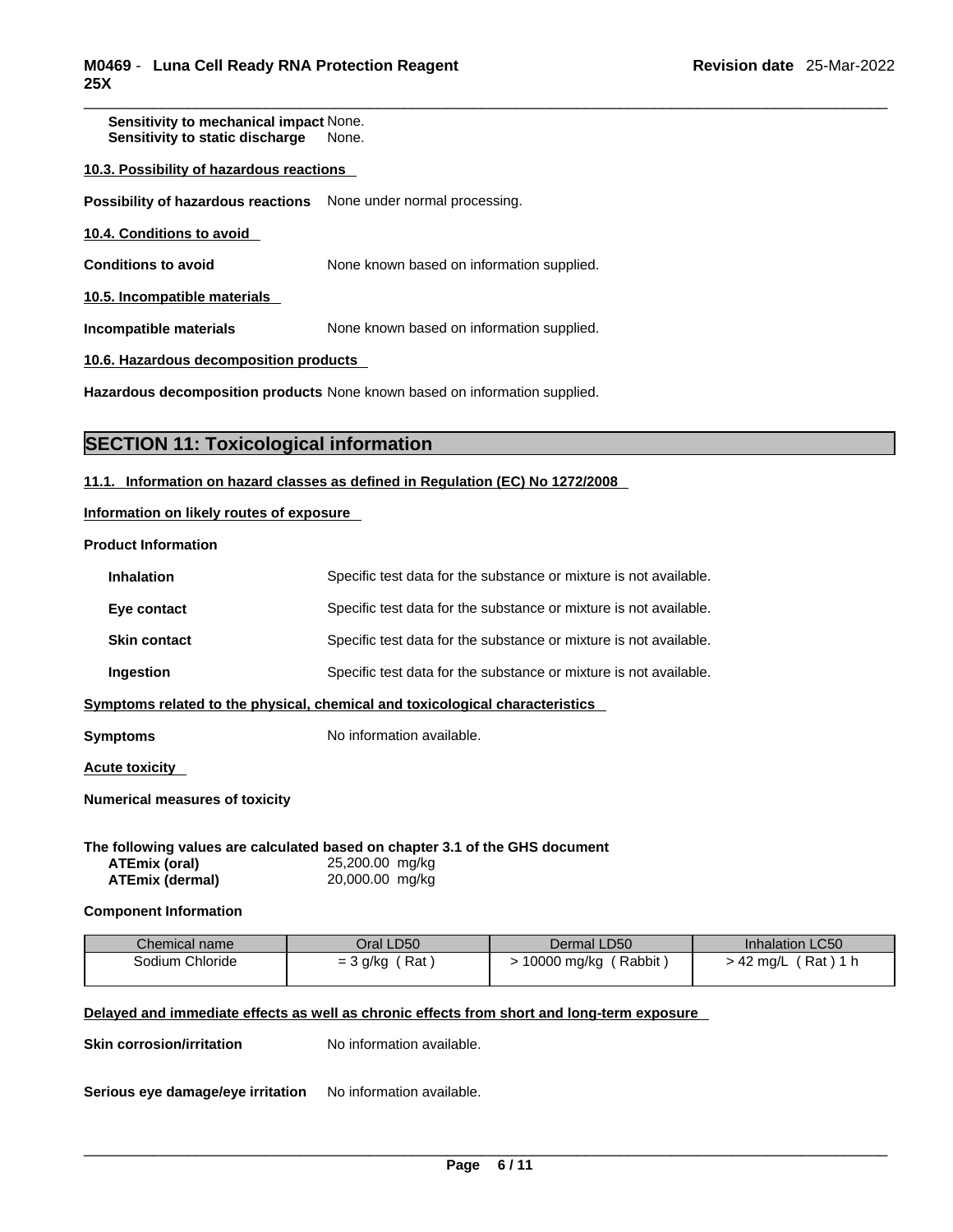**Sensitivity to mechanical impact** None.
**Sensitivity to static discharge** None.

**10.3. Possibility of hazardous reactions**

**Possibility of hazardous reactions** None under normal processing.

**10.4. Conditions to avoid**

**Conditions to avoid** None known based on information supplied.

**10.5. Incompatible materials**

**Incompatible materials** None known based on information supplied.

**10.6. Hazardous decomposition products**

**Hazardous decomposition products** None known based on information supplied.

## SECTION 11: Toxicological information

**11.1. Information on hazard classes as defined in Regulation (EC) No 1272/2008**

**Information on likely routes of exposure**

**Product Information**

**Inhalation** Specific test data for the substance or mixture is not available.

**Eye contact** Specific test data for the substance or mixture is not available.

**Skin contact** Specific test data for the substance or mixture is not available.

**Ingestion** Specific test data for the substance or mixture is not available.

**Symptoms related to the physical, chemical and toxicological characteristics**

**Symptoms** No information available.

**Acute toxicity**

**Numerical measures of toxicity**

**The following values are calculated based on chapter 3.1 of the GHS document**
**ATEmix (oral)** 25,200.00 mg/kg
**ATEmix (dermal)** 20,000.00 mg/kg

**Component Information**

| Chemical name | Oral LD50 | Dermal LD50 | Inhalation LC50 |
|---|---|---|---|
| Sodium Chloride | = 3 g/kg ( Rat ) | > 10000 mg/kg ( Rabbit ) | > 42 mg/L ( Rat ) 1 h |

**Delayed and immediate effects as well as chronic effects from short and long-term exposure**

**Skin corrosion/irritation** No information available.

**Serious eye damage/eye irritation** No information available.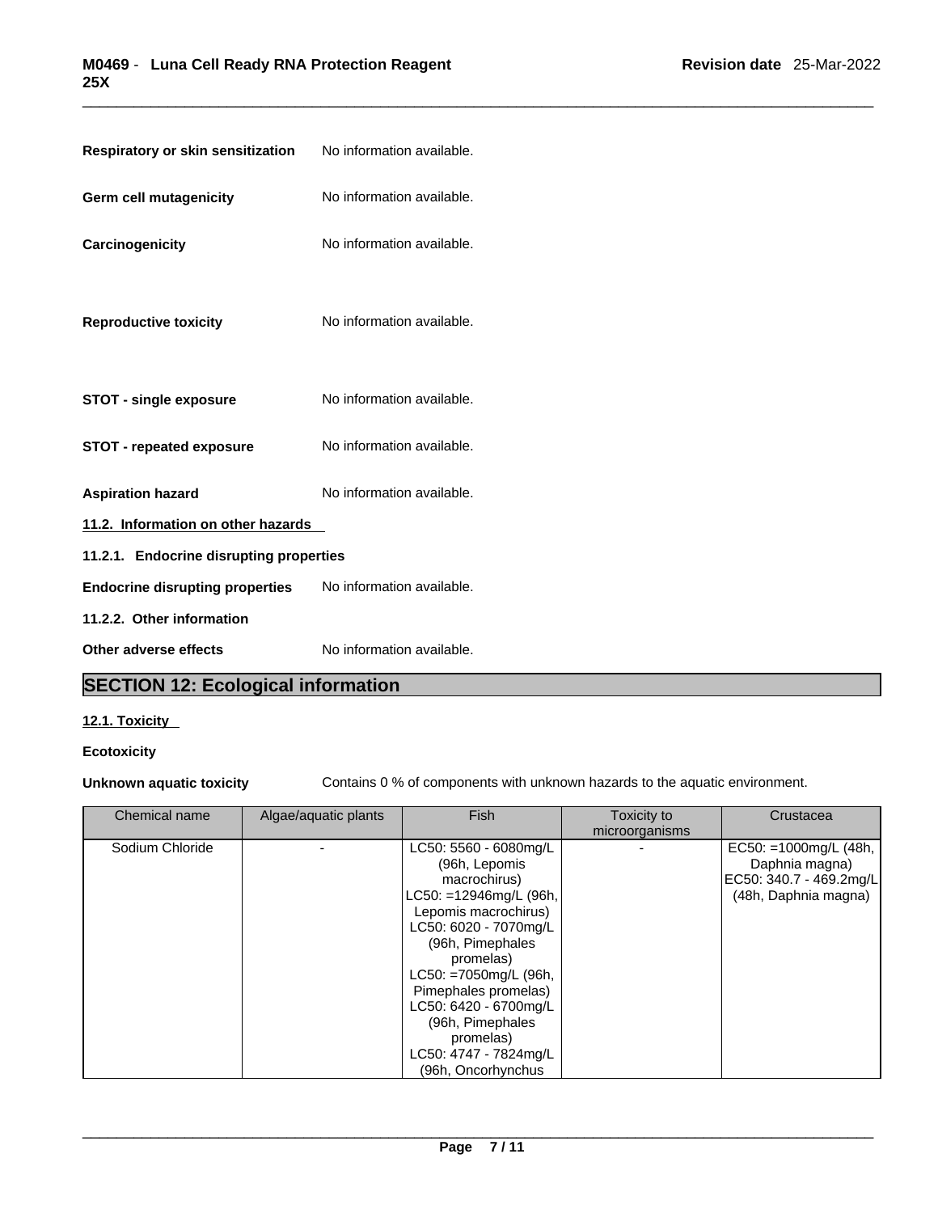**Respiratory or skin sensitization** No information available.

**Germ cell mutagenicity** No information available.

**Carcinogenicity** No information available.

**Reproductive toxicity** No information available.

**STOT - single exposure** No information available.

**STOT - repeated exposure** No information available.

**Aspiration hazard** No information available.

**11.2. Information on other hazards**

**11.2.1. Endocrine disrupting properties**

**Endocrine disrupting properties** No information available.

**11.2.2. Other information**

**Other adverse effects** No information available.

## SECTION 12: Ecological information

**12.1. Toxicity**

**Ecotoxicity**

**Unknown aquatic toxicity** Contains 0 % of components with unknown hazards to the aquatic environment.

| Chemical name | Algae/aquatic plants | Fish | Toxicity to microorganisms | Crustacea |
|---|---|---|---|---|
| Sodium Chloride | - | LC50: 5560 - 6080mg/L (96h, Lepomis macrochirus) LC50: =12946mg/L (96h, Lepomis macrochirus) LC50: 6020 - 7070mg/L (96h, Pimephales promelas) LC50: =7050mg/L (96h, Pimephales promelas) LC50: 6420 - 6700mg/L (96h, Pimephales promelas) LC50: 4747 - 7824mg/L (96h, Oncorhynchus | - | EC50: =1000mg/L (48h, Daphnia magna) EC50: 340.7 - 469.2mg/L (48h, Daphnia magna) |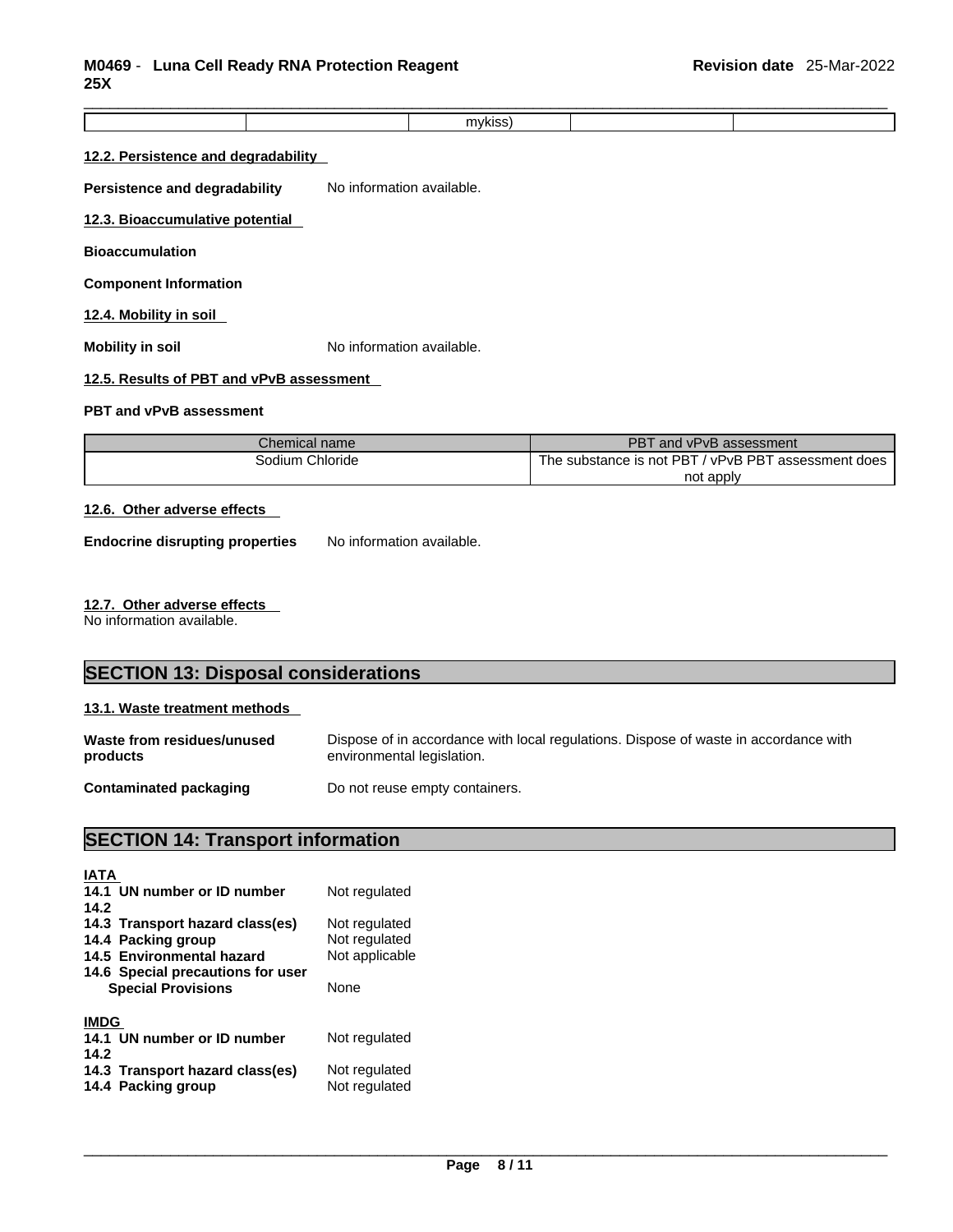| | | mykiss) | | |
|---|---|---|---|---|

**12.2. Persistence and degradability**

**Persistence and degradability** No information available.

**12.3. Bioaccumulative potential**

**Bioaccumulation**

**Component Information**

**12.4. Mobility in soil**

**Mobility in soil** No information available.

**12.5. Results of PBT and vPvB assessment**

**PBT and vPvB assessment**

| Chemical name | PBT and vPvB assessment |
|---|---|
| Sodium Chloride | The substance is not PBT / vPvB PBT assessment does not apply |

**12.6. Other adverse effects**

**Endocrine disrupting properties** No information available.

**12.7. Other adverse effects**

No information available.

## SECTION 13: Disposal considerations

**13.1. Waste treatment methods**

**Waste from residues/unused products** Dispose of in accordance with local regulations. Dispose of waste in accordance with environmental legislation.

**Contaminated packaging** Do not reuse empty containers.

## SECTION 14: Transport information

**IATA**

**14.1 UN number or ID number** Not regulated
**14.2**
**14.3 Transport hazard class(es)** Not regulated
**14.4 Packing group** Not regulated
**14.5 Environmental hazard** Not applicable
**14.6 Special precautions for user**
**Special Provisions** None

**IMDG**

**14.1 UN number or ID number** Not regulated
**14.2**
**14.3 Transport hazard class(es)** Not regulated
**14.4 Packing group** Not regulated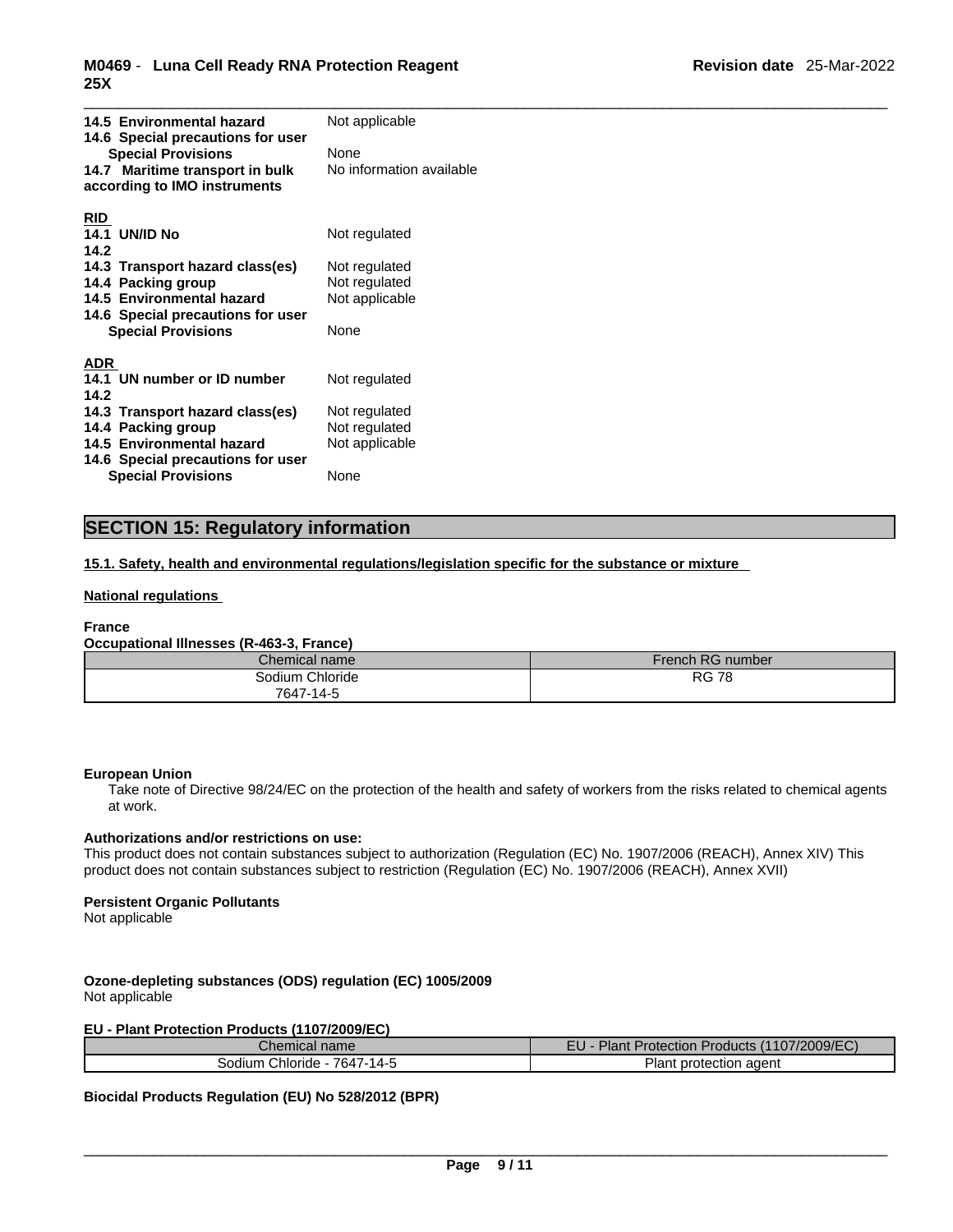**14.5 Environmental hazard** Not applicable

**14.6 Special precautions for user**

**Special Provisions** None

**14.7 Maritime transport in bulk according to IMO instruments** No information available

**RID**

**14.1 UN/ID No** Not regulated

**14.2**

**14.3 Transport hazard class(es)** Not regulated

**14.4 Packing group** Not regulated

**14.5 Environmental hazard** Not applicable

**14.6 Special precautions for user**

**Special Provisions** None

**ADR**

**14.1 UN number or ID number** Not regulated

**14.2**

**14.3 Transport hazard class(es)** Not regulated

**14.4 Packing group** Not regulated

**14.5 Environmental hazard** Not applicable

**14.6 Special precautions for user**

**Special Provisions** None

## SECTION 15: Regulatory information

**15.1. Safety, health and environmental regulations/legislation specific for the substance or mixture**

**National regulations**

**France**

**Occupational Illnesses (R-463-3, France)**

| Chemical name | French RG number |
|---|---|
| Sodium Chloride<br>7647-14-5 | RG 78 |

**European Union**

Take note of Directive 98/24/EC on the protection of the health and safety of workers from the risks related to chemical agents at work.

**Authorizations and/or restrictions on use:**

This product does not contain substances subject to authorization (Regulation (EC) No. 1907/2006 (REACH), Annex XIV) This product does not contain substances subject to restriction (Regulation (EC) No. 1907/2006 (REACH), Annex XVII)

**Persistent Organic Pollutants**

Not applicable

**Ozone-depleting substances (ODS) regulation (EC) 1005/2009**

Not applicable

**EU - Plant Protection Products (1107/2009/EC)**

| Chemical name | EU - Plant Protection Products (1107/2009/EC) |
|---|---|
| Sodium Chloride - 7647-14-5 | Plant protection agent |

**Biocidal Products Regulation (EU) No 528/2012 (BPR)**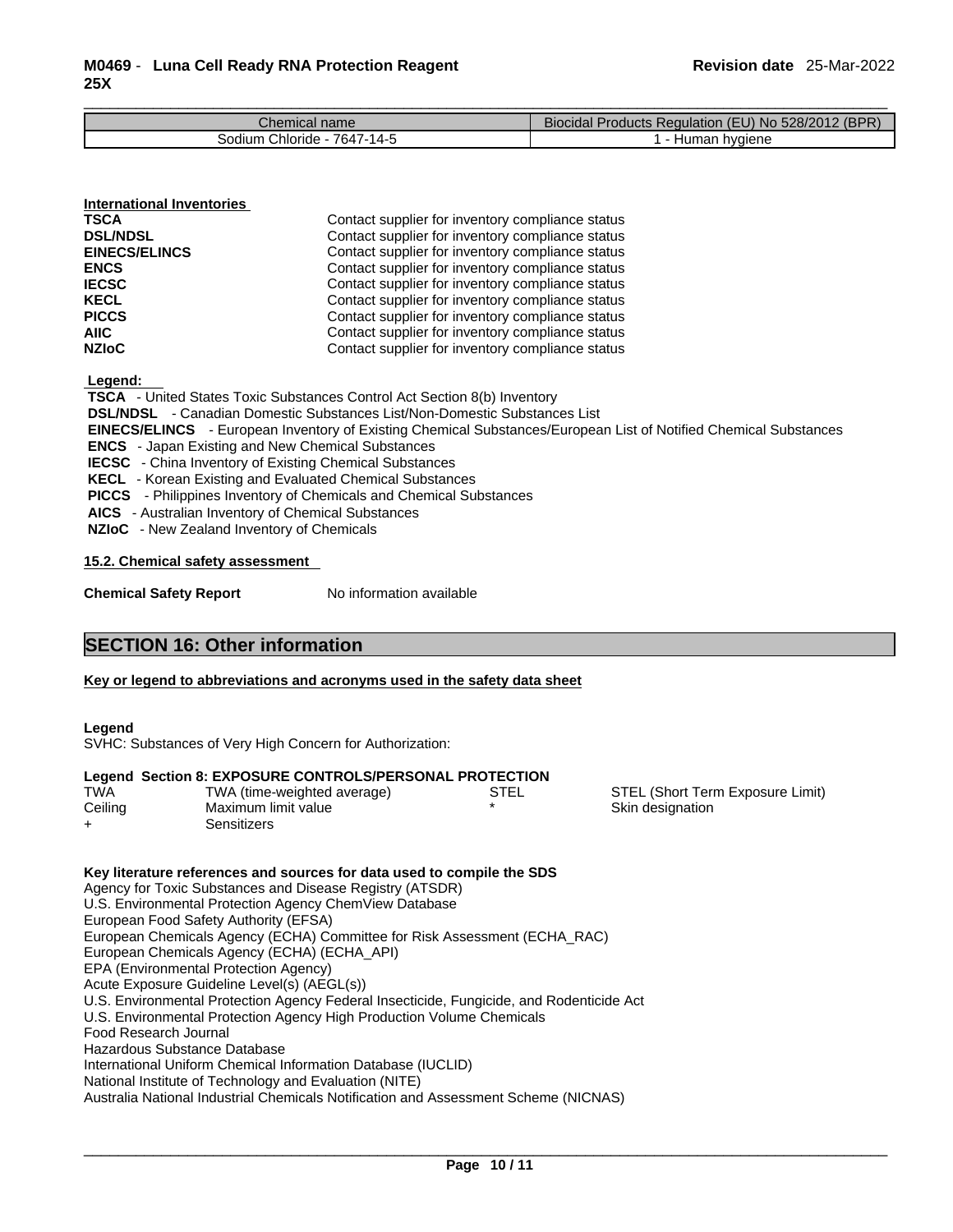| Chemical name | Biocidal Products Regulation (EU) No 528/2012 (BPR) |
| --- | --- |
| Sodium Chloride - 7647-14-5 | 1 - Human hygiene |

**International Inventories**

| | |
| --- | --- |
| **TSCA** | Contact supplier for inventory compliance status |
| **DSL/NDSL** | Contact supplier for inventory compliance status |
| **EINECS/ELINCS** | Contact supplier for inventory compliance status |
| **ENCS** | Contact supplier for inventory compliance status |
| **IECSC** | Contact supplier for inventory compliance status |
| **KECL** | Contact supplier for inventory compliance status |
| **PICCS** | Contact supplier for inventory compliance status |
| **AIIC** | Contact supplier for inventory compliance status |
| **NZIoC** | Contact supplier for inventory compliance status |

**Legend:**

**TSCA** - United States Toxic Substances Control Act Section 8(b) Inventory
**DSL/NDSL** - Canadian Domestic Substances List/Non-Domestic Substances List
**EINECS/ELINCS** - European Inventory of Existing Chemical Substances/European List of Notified Chemical Substances
**ENCS** - Japan Existing and New Chemical Substances
**IECSC** - China Inventory of Existing Chemical Substances
**KECL** - Korean Existing and Evaluated Chemical Substances
**PICCS** - Philippines Inventory of Chemicals and Chemical Substances
**AICS** - Australian Inventory of Chemical Substances
**NZIoC** - New Zealand Inventory of Chemicals

**15.2. Chemical safety assessment**

**Chemical Safety Report** No information available

## SECTION 16: Other information

**Key or legend to abbreviations and acronyms used in the safety data sheet**

**Legend**
SVHC: Substances of Very High Concern for Authorization:

**Legend Section 8: EXPOSURE CONTROLS/PERSONAL PROTECTION**

| | | | |
| --- | --- | --- | --- |
| TWA | TWA (time-weighted average) | STEL | STEL (Short Term Exposure Limit) |
| Ceiling | Maximum limit value | * | Skin designation |
| + | Sensitizers | | |

**Key literature references and sources for data used to compile the SDS**
Agency for Toxic Substances and Disease Registry (ATSDR)
U.S. Environmental Protection Agency ChemView Database
European Food Safety Authority (EFSA)
European Chemicals Agency (ECHA) Committee for Risk Assessment (ECHA_RAC)
European Chemicals Agency (ECHA) (ECHA_API)
EPA (Environmental Protection Agency)
Acute Exposure Guideline Level(s) (AEGL(s))
U.S. Environmental Protection Agency Federal Insecticide, Fungicide, and Rodenticide Act
U.S. Environmental Protection Agency High Production Volume Chemicals
Food Research Journal
Hazardous Substance Database
International Uniform Chemical Information Database (IUCLID)
National Institute of Technology and Evaluation (NITE)
Australia National Industrial Chemicals Notification and Assessment Scheme (NICNAS)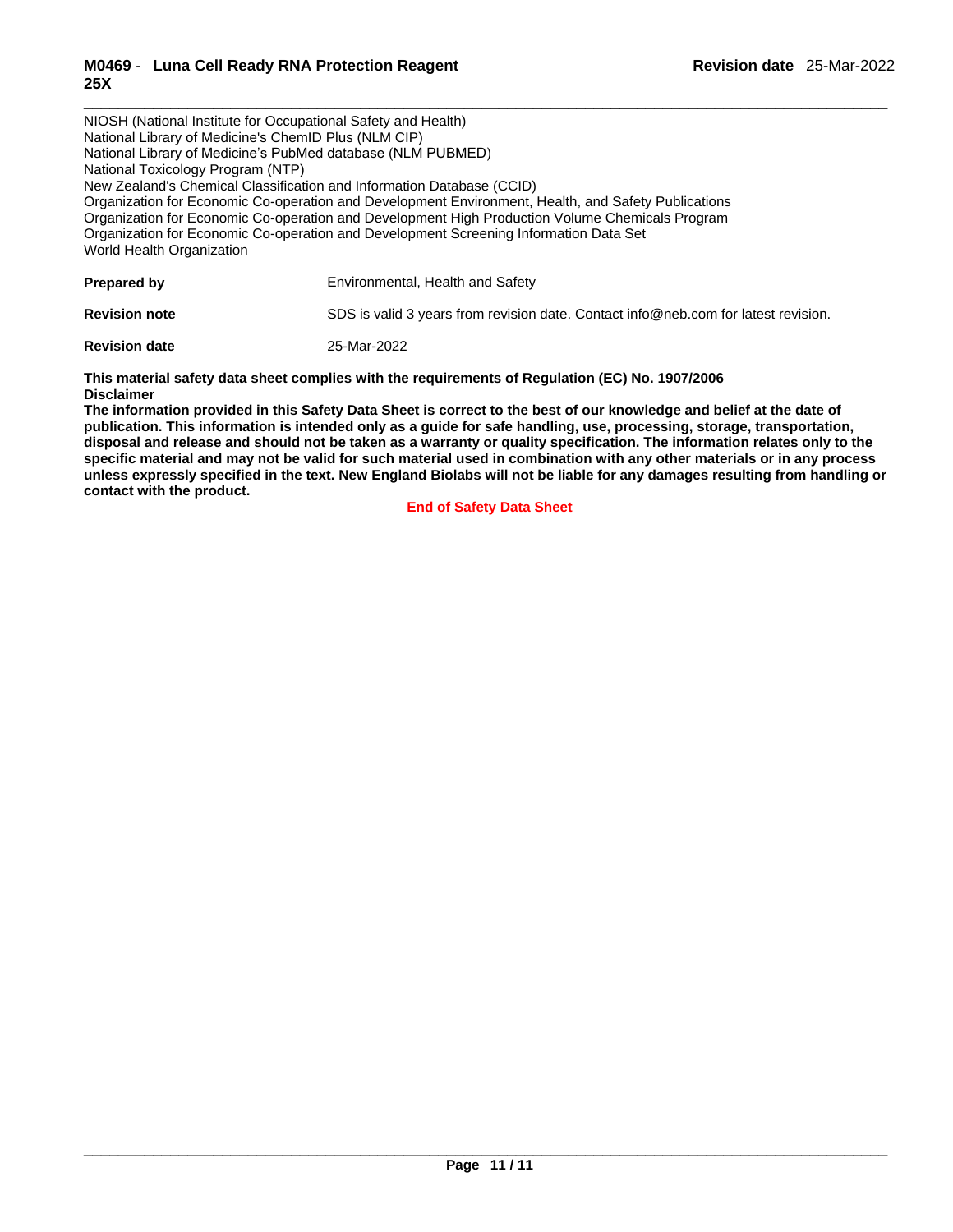NIOSH (National Institute for Occupational Safety and Health)
National Library of Medicine's ChemID Plus (NLM CIP)
National Library of Medicine's PubMed database (NLM PUBMED)
National Toxicology Program (NTP)
New Zealand's Chemical Classification and Information Database (CCID)
Organization for Economic Co-operation and Development Environment, Health, and Safety Publications
Organization for Economic Co-operation and Development High Production Volume Chemicals Program
Organization for Economic Co-operation and Development Screening Information Data Set
World Health Organization

| | |
|---|---|
| **Prepared by** | Environmental, Health and Safety |
| **Revision note** | SDS is valid 3 years from revision date. Contact info@neb.com for latest revision. |
| **Revision date** | 25-Mar-2022 |

**This material safety data sheet complies with the requirements of Regulation (EC) No. 1907/2006**

**Disclaimer**

**The information provided in this Safety Data Sheet is correct to the best of our knowledge and belief at the date of publication. This information is intended only as a guide for safe handling, use, processing, storage, transportation, disposal and release and should not be taken as a warranty or quality specification. The information relates only to the specific material and may not be valid for such material used in combination with any other materials or in any process unless expressly specified in the text. New England Biolabs will not be liable for any damages resulting from handling or contact with the product.**

**End of Safety Data Sheet**